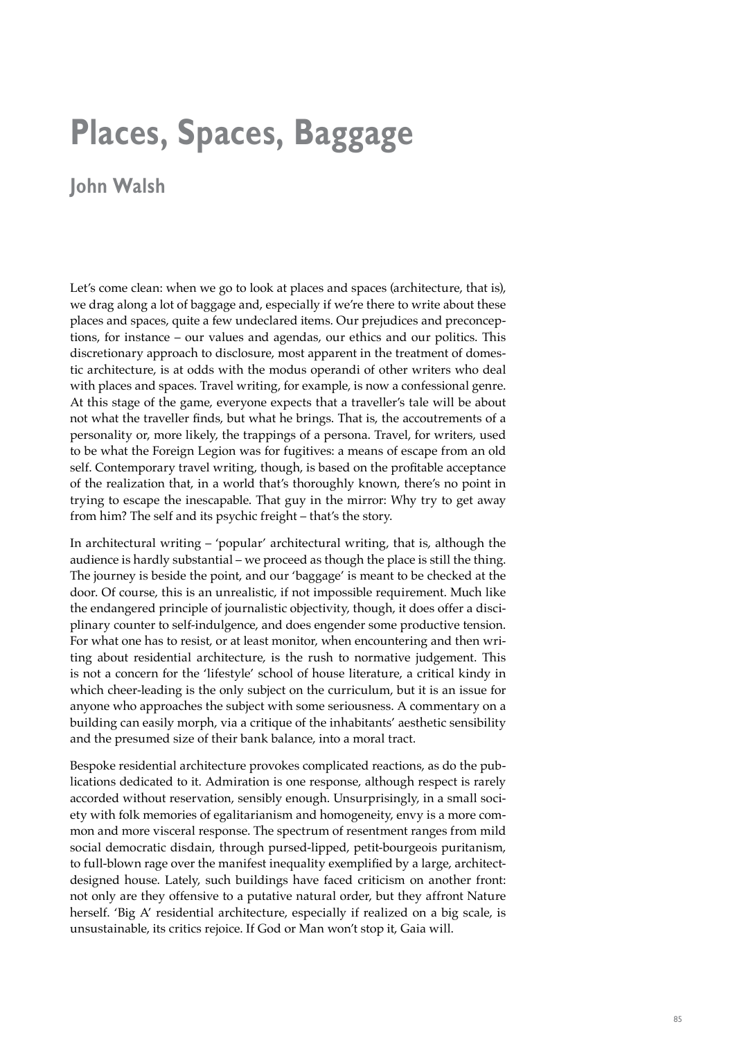# Places, Spaces, Baggage

## John Walsh

Let's come clean: when we go to look at places and spaces (architecture, that is), we drag along a lot of baggage and, especially if we're there to write about these places and spaces, quite a few undeclared items. Our prejudices and preconceptions, for instance – our values and agendas, our ethics and our politics. This discretionary approach to disclosure, most apparent in the treatment of domestic architecture, is at odds with the modus operandi of other writers who deal with places and spaces. Travel writing, for example, is now a confessional genre. At this stage of the game, everyone expects that a traveller's tale will be about not what the traveller finds, but what he brings. That is, the accoutrements of a personality or, more likely, the trappings of a persona. Travel, for writers, used to be what the Foreign Legion was for fugitives: a means of escape from an old self. Contemporary travel writing, though, is based on the profitable acceptance of the realization that, in a world that's thoroughly known, there's no point in trying to escape the inescapable. That guy in the mirror: Why try to get away from him? The self and its psychic freight – that's the story.

In architectural writing – 'popular' architectural writing, that is, although the audience is hardly substantial – we proceed as though the place is still the thing. The journey is beside the point, and our 'baggage' is meant to be checked at the door. Of course, this is an unrealistic, if not impossible requirement. Much like the endangered principle of journalistic objectivity, though, it does offer a disciplinary counter to self-indulgence, and does engender some productive tension. For what one has to resist, or at least monitor, when encountering and then writing about residential architecture, is the rush to normative judgement. This is not a concern for the 'lifestyle' school of house literature, a critical kindy in which cheer-leading is the only subject on the curriculum, but it is an issue for anyone who approaches the subject with some seriousness. A commentary on a building can easily morph, via a critique of the inhabitants' aesthetic sensibility and the presumed size of their bank balance, into a moral tract.

Bespoke residential architecture provokes complicated reactions, as do the publications dedicated to it. Admiration is one response, although respect is rarely accorded without reservation, sensibly enough. Unsurprisingly, in a small society with folk memories of egalitarianism and homogeneity, envy is a more common and more visceral response. The spectrum of resentment ranges from mild social democratic disdain, through pursed-lipped, petit-bourgeois puritanism, to full-blown rage over the manifest inequality exemplified by a large, architect-designed house. Lately, such buildings have faced criticism on another front: not only are they offensive to a putative natural order, but they affront Nature herself. 'Big A' residential architecture, especially if realized on a big scale, is unsustainable, its critics rejoice. If God or Man won't stop it, Gaia will.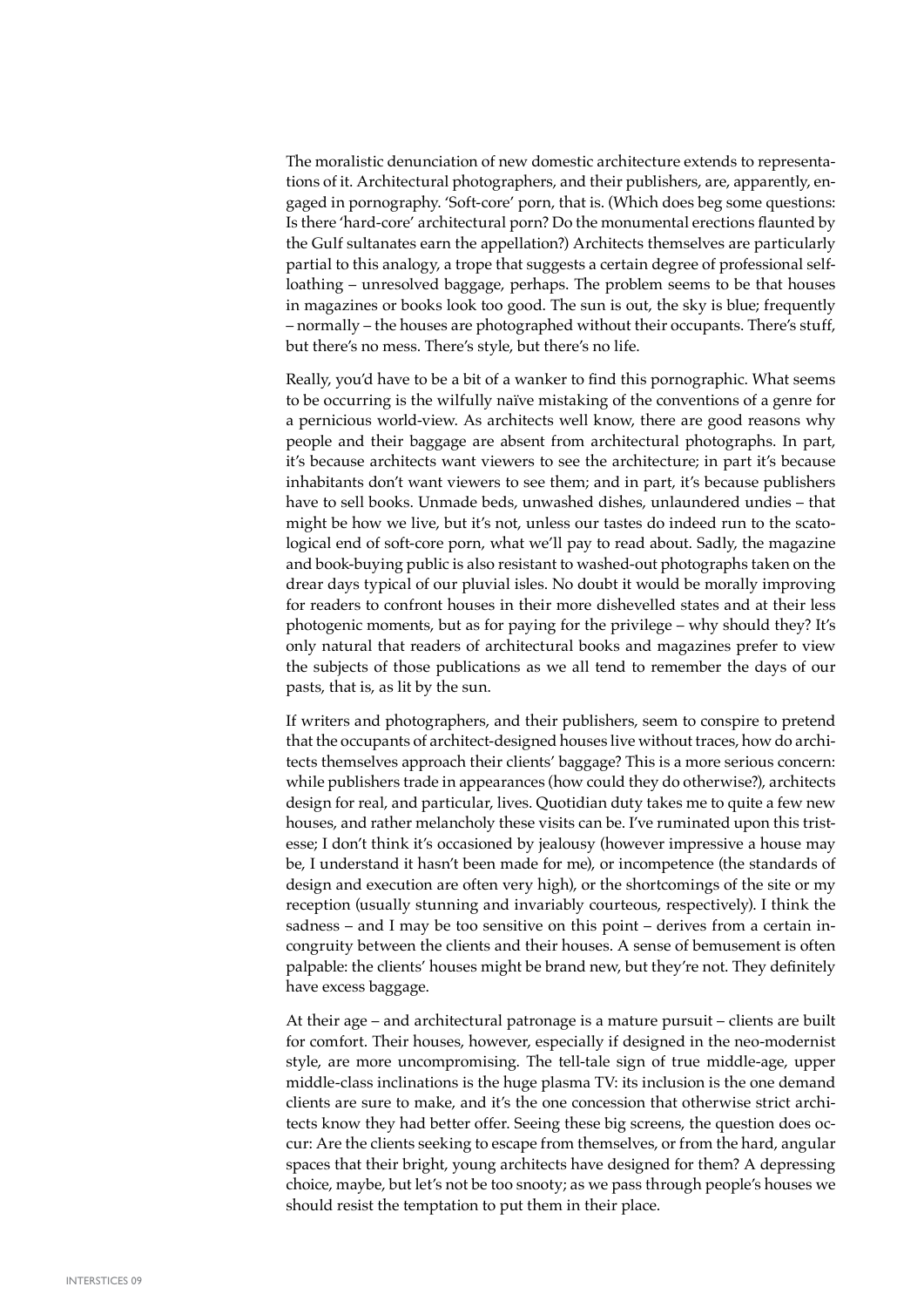The moralistic denunciation of new domestic architecture extends to representations of it. Architectural photographers, and their publishers, are, apparently, engaged in pornography. 'Soft-core' porn, that is. (Which does beg some questions: Is there 'hard-core' architectural porn? Do the monumental erections flaunted by the Gulf sultanates earn the appellation?) Architects themselves are particularly partial to this analogy, a trope that suggests a certain degree of professional self-loathing – unresolved baggage, perhaps. The problem seems to be that houses in magazines or books look too good. The sun is out, the sky is blue; frequently – normally – the houses are photographed without their occupants. There's stuff, but there's no mess. There's style, but there's no life.

Really, you'd have to be a bit of a wanker to find this pornographic. What seems to be occurring is the wilfully naïve mistaking of the conventions of a genre for a pernicious world-view. As architects well know, there are good reasons why people and their baggage are absent from architectural photographs. In part, it's because architects want viewers to see the architecture; in part it's because inhabitants don't want viewers to see them; and in part, it's because publishers have to sell books. Unmade beds, unwashed dishes, unlaundered undies – that might be how we live, but it's not, unless our tastes do indeed run to the scatological end of soft-core porn, what we'll pay to read about. Sadly, the magazine and book-buying public is also resistant to washed-out photographs taken on the drear days typical of our pluvial isles. No doubt it would be morally improving for readers to confront houses in their more dishevelled states and at their less photogenic moments, but as for paying for the privilege – why should they? It's only natural that readers of architectural books and magazines prefer to view the subjects of those publications as we all tend to remember the days of our pasts, that is, as lit by the sun.

If writers and photographers, and their publishers, seem to conspire to pretend that the occupants of architect-designed houses live without traces, how do architects themselves approach their clients' baggage? This is a more serious concern: while publishers trade in appearances (how could they do otherwise?), architects design for real, and particular, lives. Quotidian duty takes me to quite a few new houses, and rather melancholy these visits can be. I've ruminated upon this tristesse; I don't think it's occasioned by jealousy (however impressive a house may be, I understand it hasn't been made for me), or incompetence (the standards of design and execution are often very high), or the shortcomings of the site or my reception (usually stunning and invariably courteous, respectively). I think the sadness – and I may be too sensitive on this point – derives from a certain incongruity between the clients and their houses. A sense of bemusement is often palpable: the clients' houses might be brand new, but they're not. They definitely have excess baggage.

At their age – and architectural patronage is a mature pursuit – clients are built for comfort. Their houses, however, especially if designed in the neo-modernist style, are more uncompromising. The tell-tale sign of true middle-age, upper middle-class inclinations is the huge plasma TV: its inclusion is the one demand clients are sure to make, and it's the one concession that otherwise strict architects know they had better offer. Seeing these big screens, the question does occur: Are the clients seeking to escape from themselves, or from the hard, angular spaces that their bright, young architects have designed for them? A depressing choice, maybe, but let's not be too snooty; as we pass through people's houses we should resist the temptation to put them in their place.